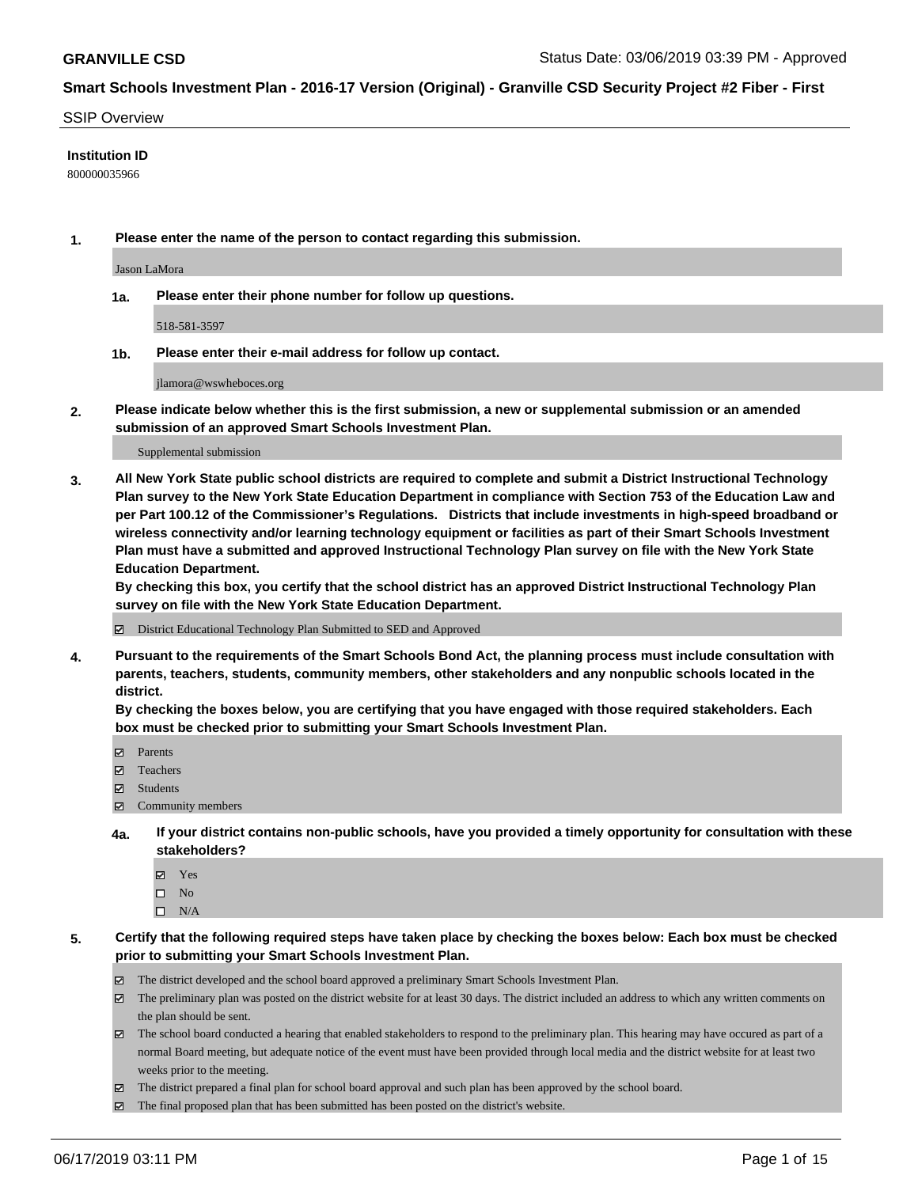**GRANVILLE CSD** Status Date: 03/06/2019 03:39 PM - Approved

## Smart Schools Investment Plan - 2016-17 Version (Original) - Granville CSD Security Project #2 Fiber - First

SSIP Overview

**Institution ID**

800000035966

**1. Please enter the name of the person to contact regarding this submission.**

Jason LaMora

**1a. Please enter their phone number for follow up questions.**

518-581-3597

**1b. Please enter their e-mail address for follow up contact.**

jlamora@wswheboces.org

**2. Please indicate below whether this is the first submission, a new or supplemental submission or an amended submission of an approved Smart Schools Investment Plan.**

Supplemental submission

**3. All New York State public school districts are required to complete and submit a District Instructional Technology Plan survey to the New York State Education Department in compliance with Section 753 of the Education Law and per Part 100.12 of the Commissioner's Regulations. Districts that include investments in high-speed broadband or wireless connectivity and/or learning technology equipment or facilities as part of their Smart Schools Investment Plan must have a submitted and approved Instructional Technology Plan survey on file with the New York State Education Department.**
**By checking this box, you certify that the school district has an approved District Instructional Technology Plan survey on file with the New York State Education Department.**

- ☑ District Educational Technology Plan Submitted to SED and Approved

**4. Pursuant to the requirements of the Smart Schools Bond Act, the planning process must include consultation with parents, teachers, students, community members, other stakeholders and any nonpublic schools located in the district.**
**By checking the boxes below, you are certifying that you have engaged with those required stakeholders. Each box must be checked prior to submitting your Smart Schools Investment Plan.**

- ☑ Parents
- ☑ Teachers
- ☑ Students
- ☑ Community members

**4a. If your district contains non-public schools, have you provided a timely opportunity for consultation with these stakeholders?**

- ☑ Yes
- ☐ No
- ☐ N/A

**5. Certify that the following required steps have taken place by checking the boxes below: Each box must be checked prior to submitting your Smart Schools Investment Plan.**

- ☑ The district developed and the school board approved a preliminary Smart Schools Investment Plan.
- ☑ The preliminary plan was posted on the district website for at least 30 days. The district included an address to which any written comments on the plan should be sent.
- ☑ The school board conducted a hearing that enabled stakeholders to respond to the preliminary plan. This hearing may have occured as part of a normal Board meeting, but adequate notice of the event must have been provided through local media and the district website for at least two weeks prior to the meeting.
- ☑ The district prepared a final plan for school board approval and such plan has been approved by the school board.
- ☑ The final proposed plan that has been submitted has been posted on the district's website.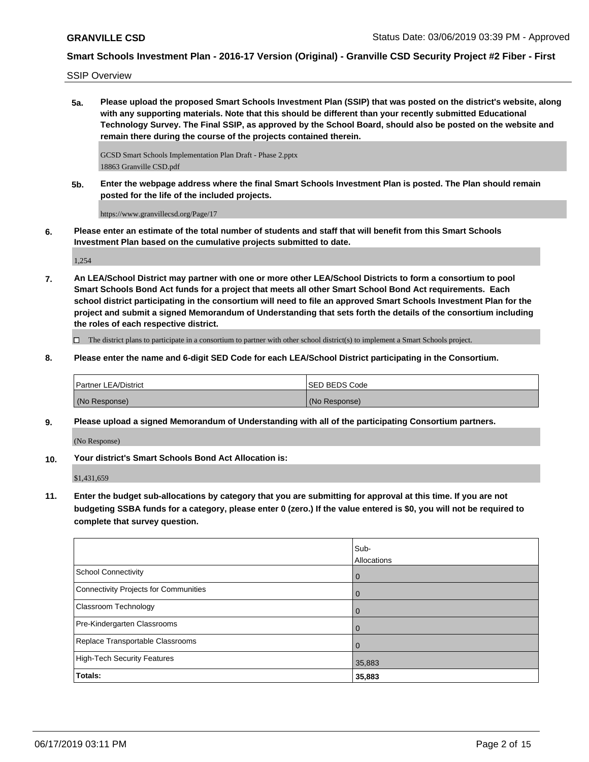SSIP Overview

**5a.** **Please upload the proposed Smart Schools Investment Plan (SSIP) that was posted on the district's website, along with any supporting materials. Note that this should be different than your recently submitted Educational Technology Survey. The Final SSIP, as approved by the School Board, should also be posted on the website and remain there during the course of the projects contained therein.**

GCSD Smart Schools Implementation Plan Draft - Phase 2.pptx
18863 Granville CSD.pdf

**5b.** **Enter the webpage address where the final Smart Schools Investment Plan is posted. The Plan should remain posted for the life of the included projects.**

https://www.granvillecsd.org/Page/17

**6.** **Please enter an estimate of the total number of students and staff that will benefit from this Smart Schools Investment Plan based on the cumulative projects submitted to date.**

1,254

**7.** **An LEA/School District may partner with one or more other LEA/School Districts to form a consortium to pool Smart Schools Bond Act funds for a project that meets all other Smart School Bond Act requirements. Each school district participating in the consortium will need to file an approved Smart Schools Investment Plan for the project and submit a signed Memorandum of Understanding that sets forth the details of the consortium including the roles of each respective district.**

☐ The district plans to participate in a consortium to partner with other school district(s) to implement a Smart Schools project.

**8.** **Please enter the name and 6-digit SED Code for each LEA/School District participating in the Consortium.**

| Partner LEA/District | SED BEDS Code |
|---|---|
| (No Response) | (No Response) |

**9.** **Please upload a signed Memorandum of Understanding with all of the participating Consortium partners.**

(No Response)

**10.** **Your district's Smart Schools Bond Act Allocation is:**

$1,431,659

**11.** **Enter the budget sub-allocations by category that you are submitting for approval at this time. If you are not budgeting SSBA funds for a category, please enter 0 (zero.) If the value entered is $0, you will not be required to complete that survey question.**

| | Sub-Allocations |
|---|---|
| School Connectivity | 0 |
| Connectivity Projects for Communities | 0 |
| Classroom Technology | 0 |
| Pre-Kindergarten Classrooms | 0 |
| Replace Transportable Classrooms | 0 |
| High-Tech Security Features | 35,883 |
| **Totals:** | **35,883** |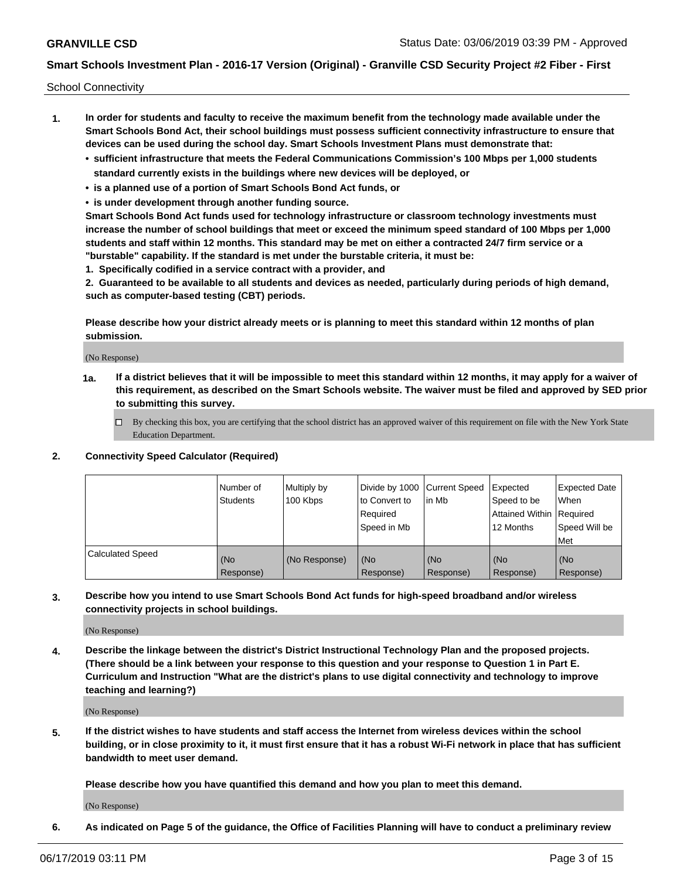School Connectivity

1. **In order for students and faculty to receive the maximum benefit from the technology made available under the Smart Schools Bond Act, their school buildings must possess sufficient connectivity infrastructure to ensure that devices can be used during the school day. Smart Schools Investment Plans must demonstrate that:**
   - **sufficient infrastructure that meets the Federal Communications Commission's 100 Mbps per 1,000 students standard currently exists in the buildings where new devices will be deployed, or**
   - **is a planned use of a portion of Smart Schools Bond Act funds, or**
   - **is under development through another funding source.**

   **Smart Schools Bond Act funds used for technology infrastructure or classroom technology investments must increase the number of school buildings that meet or exceed the minimum speed standard of 100 Mbps per 1,000 students and staff within 12 months. This standard may be met on either a contracted 24/7 firm service or a "burstable" capability. If the standard is met under the burstable criteria, it must be:**

   **1. Specifically codified in a service contract with a provider, and**

   **2. Guaranteed to be available to all students and devices as needed, particularly during periods of high demand, such as computer-based testing (CBT) periods.**

   **Please describe how your district already meets or is planning to meet this standard within 12 months of plan submission.**

   (No Response)

   **1a. If a district believes that it will be impossible to meet this standard within 12 months, it may apply for a waiver of this requirement, as described on the Smart Schools website. The waiver must be filed and approved by SED prior to submitting this survey.**

   ☐ By checking this box, you are certifying that the school district has an approved waiver of this requirement on file with the New York State Education Department.

2. **Connectivity Speed Calculator (Required)**

| | Number of Students | Multiply by 100 Kbps | Divide by 1000 to Convert to Required Speed in Mb | Current Speed in Mb | Expected Speed to be Attained Within 12 Months | Expected Date When Required Speed Will be Met |
|---|---|---|---|---|---|---|
| Calculated Speed | (No Response) | (No Response) | (No Response) | (No Response) | (No Response) | (No Response) |

3. **Describe how you intend to use Smart Schools Bond Act funds for high-speed broadband and/or wireless connectivity projects in school buildings.**

   (No Response)

4. **Describe the linkage between the district's District Instructional Technology Plan and the proposed projects. (There should be a link between your response to this question and your response to Question 1 in Part E. Curriculum and Instruction "What are the district's plans to use digital connectivity and technology to improve teaching and learning?)**

   (No Response)

5. **If the district wishes to have students and staff access the Internet from wireless devices within the school building, or in close proximity to it, it must first ensure that it has a robust Wi-Fi network in place that has sufficient bandwidth to meet user demand.**

   **Please describe how you have quantified this demand and how you plan to meet this demand.**

   (No Response)

6. **As indicated on Page 5 of the guidance, the Office of Facilities Planning will have to conduct a preliminary review**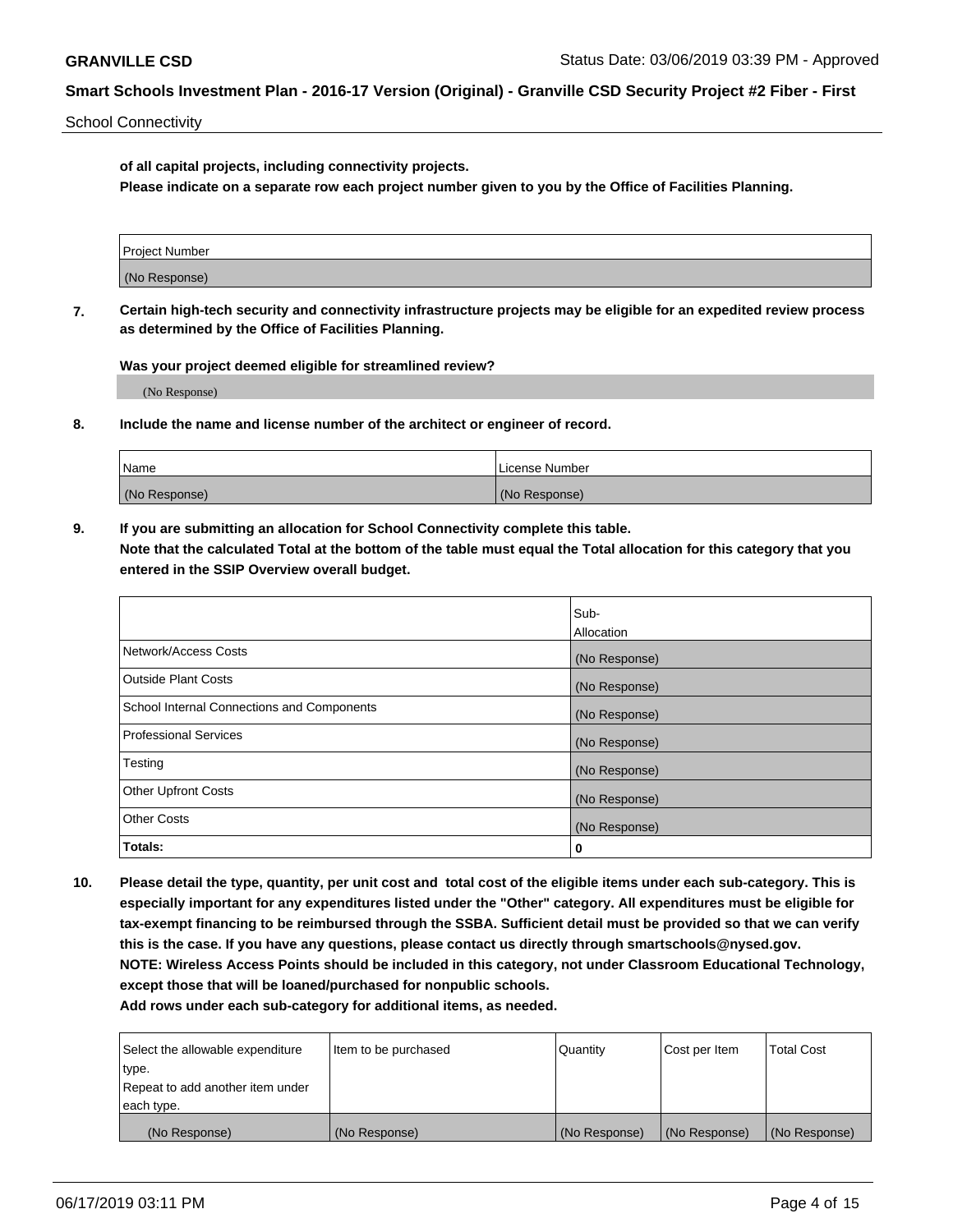**of all capital projects, including connectivity projects.**

**Please indicate on a separate row each project number given to you by the Office of Facilities Planning.**

| Project Number |
| --- |
| (No Response) |

**7. Certain high-tech security and connectivity infrastructure projects may be eligible for an expedited review process as determined by the Office of Facilities Planning.**

**Was your project deemed eligible for streamlined review?**

(No Response)

**8. Include the name and license number of the architect or engineer of record.**

| Name | License Number |
| --- | --- |
| (No Response) | (No Response) |

**9. If you are submitting an allocation for School Connectivity complete this table.**
**Note that the calculated Total at the bottom of the table must equal the Total allocation for this category that you entered in the SSIP Overview overall budget.**

| | Sub-Allocation |
| --- | --- |
| Network/Access Costs | (No Response) |
| Outside Plant Costs | (No Response) |
| School Internal Connections and Components | (No Response) |
| Professional Services | (No Response) |
| Testing | (No Response) |
| Other Upfront Costs | (No Response) |
| Other Costs | (No Response) |
| **Totals:** | **0** |

**10. Please detail the type, quantity, per unit cost and total cost of the eligible items under each sub-category. This is especially important for any expenditures listed under the "Other" category. All expenditures must be eligible for tax-exempt financing to be reimbursed through the SSBA. Sufficient detail must be provided so that we can verify this is the case. If you have any questions, please contact us directly through smartschools@nysed.gov.**
**NOTE: Wireless Access Points should be included in this category, not under Classroom Educational Technology, except those that will be loaned/purchased for nonpublic schools.**
**Add rows under each sub-category for additional items, as needed.**

| Select the allowable expenditure type. Repeat to add another item under each type. | Item to be purchased | Quantity | Cost per Item | Total Cost |
| --- | --- | --- | --- | --- |
| (No Response) | (No Response) | (No Response) | (No Response) | (No Response) |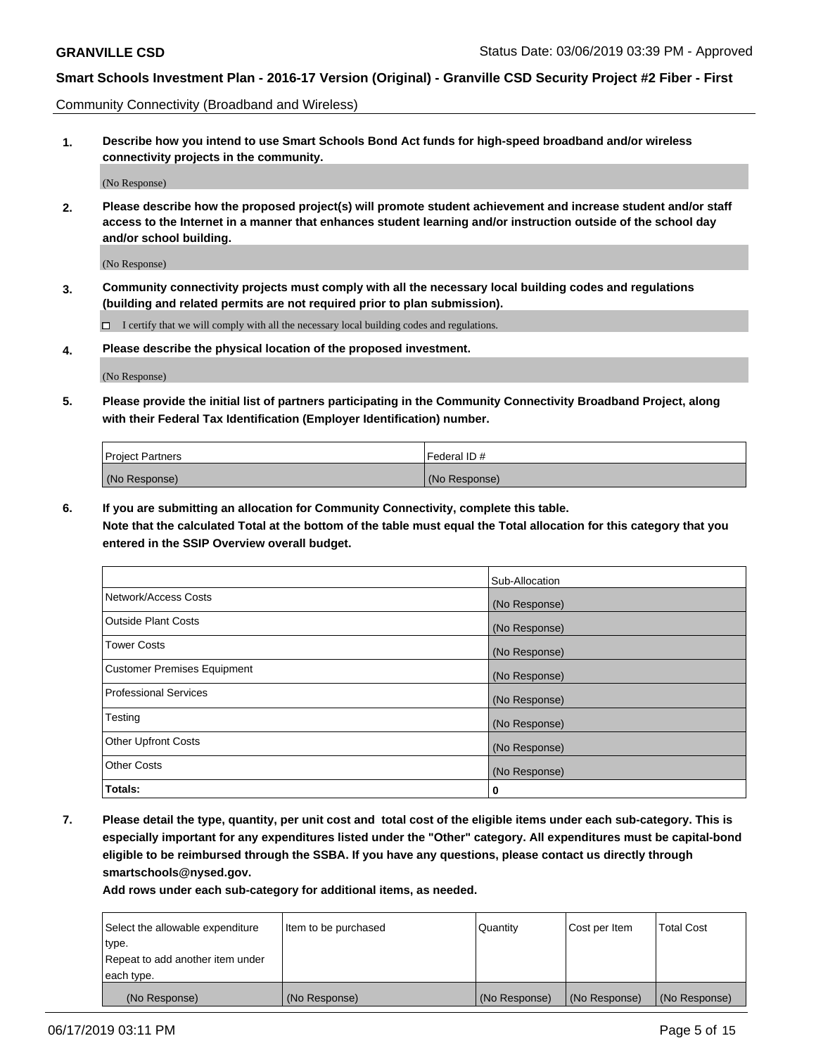Community Connectivity (Broadband and Wireless)

**1. Describe how you intend to use Smart Schools Bond Act funds for high-speed broadband and/or wireless connectivity projects in the community.**

(No Response)

**2. Please describe how the proposed project(s) will promote student achievement and increase student and/or staff access to the Internet in a manner that enhances student learning and/or instruction outside of the school day and/or school building.**

(No Response)

**3. Community connectivity projects must comply with all the necessary local building codes and regulations (building and related permits are not required prior to plan submission).**

☐ I certify that we will comply with all the necessary local building codes and regulations.

**4. Please describe the physical location of the proposed investment.**

(No Response)

**5. Please provide the initial list of partners participating in the Community Connectivity Broadband Project, along with their Federal Tax Identification (Employer Identification) number.**

| Project Partners | Federal ID # |
|---|---|
| (No Response) | (No Response) |

**6. If you are submitting an allocation for Community Connectivity, complete this table. Note that the calculated Total at the bottom of the table must equal the Total allocation for this category that you entered in the SSIP Overview overall budget.**

| | Sub-Allocation |
|---|---|
| Network/Access Costs | (No Response) |
| Outside Plant Costs | (No Response) |
| Tower Costs | (No Response) |
| Customer Premises Equipment | (No Response) |
| Professional Services | (No Response) |
| Testing | (No Response) |
| Other Upfront Costs | (No Response) |
| Other Costs | (No Response) |
| **Totals:** | **0** |

**7. Please detail the type, quantity, per unit cost and total cost of the eligible items under each sub-category. This is especially important for any expenditures listed under the "Other" category. All expenditures must be capital-bond eligible to be reimbursed through the SSBA. If you have any questions, please contact us directly through smartschools@nysed.gov.**

**Add rows under each sub-category for additional items, as needed.**

| Select the allowable expenditure type. Repeat to add another item under each type. | Item to be purchased | Quantity | Cost per Item | Total Cost |
|---|---|---|---|---|
| (No Response) | (No Response) | (No Response) | (No Response) | (No Response) |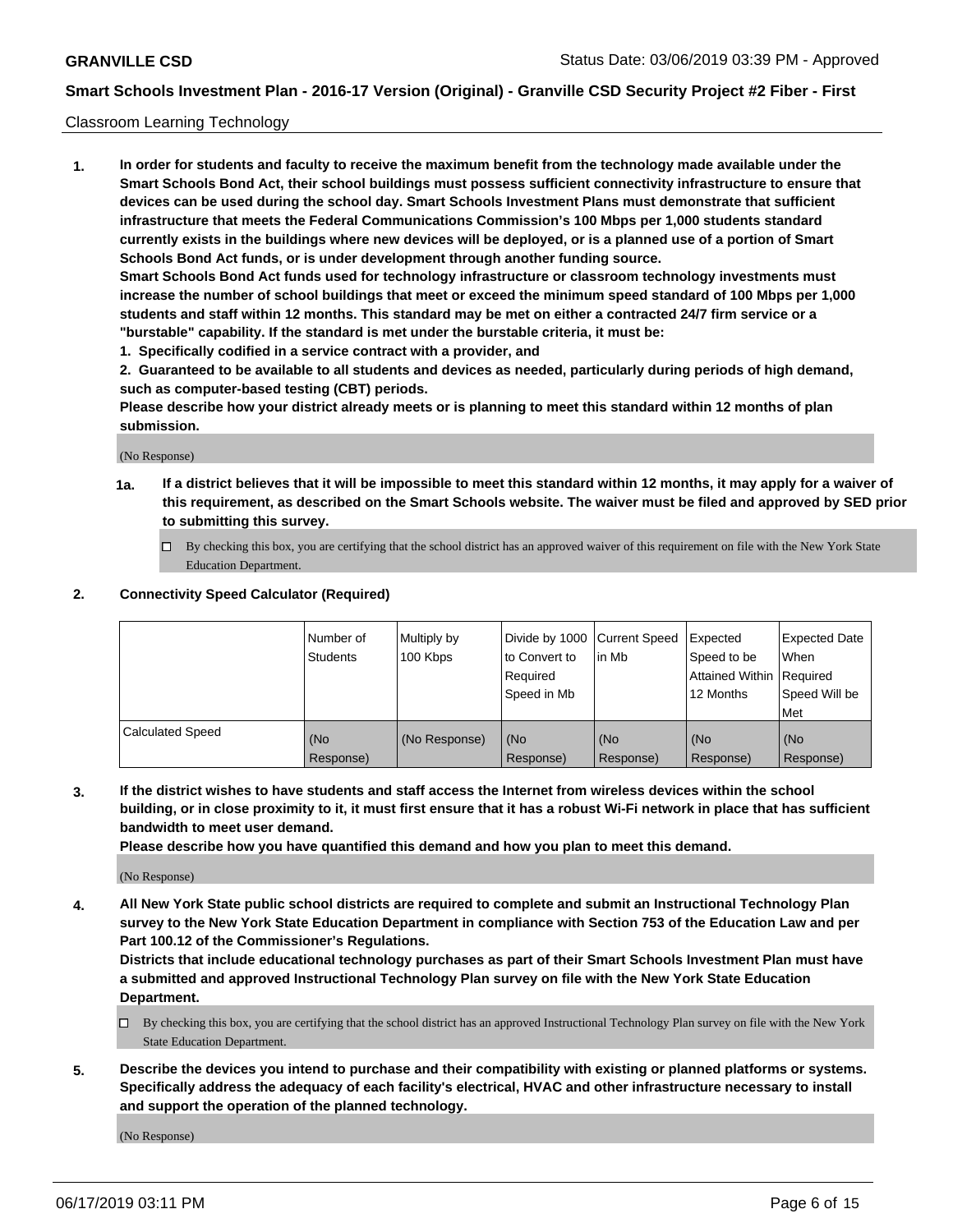Classroom Learning Technology

**1. In order for students and faculty to receive the maximum benefit from the technology made available under the Smart Schools Bond Act, their school buildings must possess sufficient connectivity infrastructure to ensure that devices can be used during the school day. Smart Schools Investment Plans must demonstrate that sufficient infrastructure that meets the Federal Communications Commission's 100 Mbps per 1,000 students standard currently exists in the buildings where new devices will be deployed, or is a planned use of a portion of Smart Schools Bond Act funds, or is under development through another funding source.**

**Smart Schools Bond Act funds used for technology infrastructure or classroom technology investments must increase the number of school buildings that meet or exceed the minimum speed standard of 100 Mbps per 1,000 students and staff within 12 months. This standard may be met on either a contracted 24/7 firm service or a "burstable" capability. If the standard is met under the burstable criteria, it must be:**

**1. Specifically codified in a service contract with a provider, and**

**2. Guaranteed to be available to all students and devices as needed, particularly during periods of high demand, such as computer-based testing (CBT) periods.**

**Please describe how your district already meets or is planning to meet this standard within 12 months of plan submission.**

(No Response)

**1a. If a district believes that it will be impossible to meet this standard within 12 months, it may apply for a waiver of this requirement, as described on the Smart Schools website. The waiver must be filed and approved by SED prior to submitting this survey.**

☐ By checking this box, you are certifying that the school district has an approved waiver of this requirement on file with the New York State Education Department.

**2. Connectivity Speed Calculator (Required)**

| | Number of Students | Multiply by 100 Kbps | Divide by 1000 to Convert to Required Speed in Mb | Current Speed in Mb | Expected Speed to be Attained Within 12 Months | Expected Date When Required Speed Will be Met |
|---|---|---|---|---|---|---|
| Calculated Speed | (No Response) | (No Response) | (No Response) | (No Response) | (No Response) | (No Response) |

**3. If the district wishes to have students and staff access the Internet from wireless devices within the school building, or in close proximity to it, it must first ensure that it has a robust Wi-Fi network in place that has sufficient bandwidth to meet user demand.**

**Please describe how you have quantified this demand and how you plan to meet this demand.**

(No Response)

**4. All New York State public school districts are required to complete and submit an Instructional Technology Plan survey to the New York State Education Department in compliance with Section 753 of the Education Law and per Part 100.12 of the Commissioner's Regulations.**

**Districts that include educational technology purchases as part of their Smart Schools Investment Plan must have a submitted and approved Instructional Technology Plan survey on file with the New York State Education Department.**

☐ By checking this box, you are certifying that the school district has an approved Instructional Technology Plan survey on file with the New York State Education Department.

**5. Describe the devices you intend to purchase and their compatibility with existing or planned platforms or systems. Specifically address the adequacy of each facility's electrical, HVAC and other infrastructure necessary to install and support the operation of the planned technology.**

(No Response)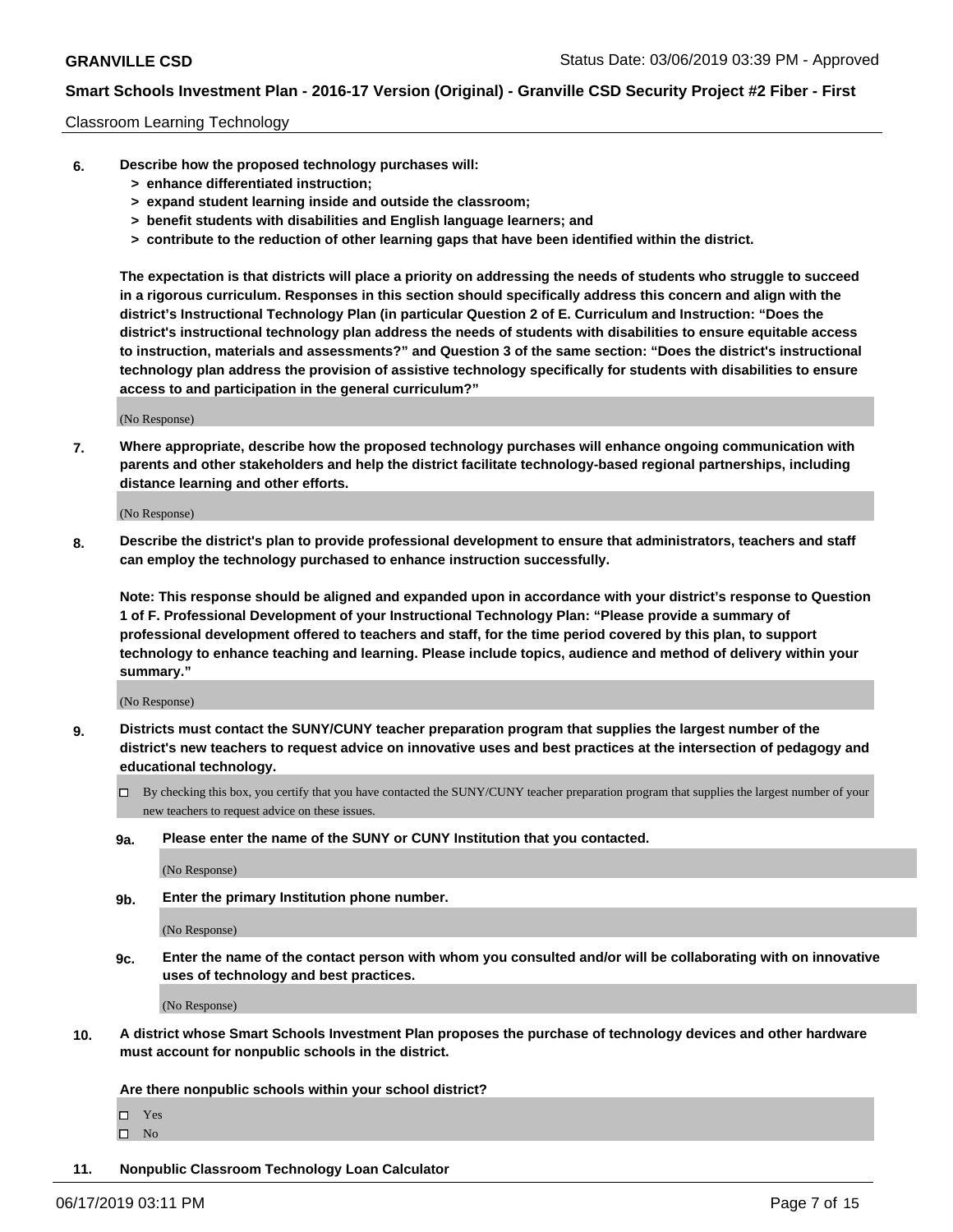Classroom Learning Technology

**6. Describe how the proposed technology purchases will:**
- **> enhance differentiated instruction;**
- **> expand student learning inside and outside the classroom;**
- **> benefit students with disabilities and English language learners; and**
- **> contribute to the reduction of other learning gaps that have been identified within the district.**

**The expectation is that districts will place a priority on addressing the needs of students who struggle to succeed in a rigorous curriculum. Responses in this section should specifically address this concern and align with the district's Instructional Technology Plan (in particular Question 2 of E. Curriculum and Instruction: "Does the district's instructional technology plan address the needs of students with disabilities to ensure equitable access to instruction, materials and assessments?" and Question 3 of the same section: "Does the district's instructional technology plan address the provision of assistive technology specifically for students with disabilities to ensure access to and participation in the general curriculum?"**

(No Response)

**7. Where appropriate, describe how the proposed technology purchases will enhance ongoing communication with parents and other stakeholders and help the district facilitate technology-based regional partnerships, including distance learning and other efforts.**

(No Response)

**8. Describe the district's plan to provide professional development to ensure that administrators, teachers and staff can employ the technology purchased to enhance instruction successfully.**

**Note: This response should be aligned and expanded upon in accordance with your district's response to Question 1 of F. Professional Development of your Instructional Technology Plan: "Please provide a summary of professional development offered to teachers and staff, for the time period covered by this plan, to support technology to enhance teaching and learning. Please include topics, audience and method of delivery within your summary."**

(No Response)

**9. Districts must contact the SUNY/CUNY teacher preparation program that supplies the largest number of the district's new teachers to request advice on innovative uses and best practices at the intersection of pedagogy and educational technology.**

- ☐ By checking this box, you certify that you have contacted the SUNY/CUNY teacher preparation program that supplies the largest number of your new teachers to request advice on these issues.

**9a. Please enter the name of the SUNY or CUNY Institution that you contacted.**

(No Response)

**9b. Enter the primary Institution phone number.**

(No Response)

**9c. Enter the name of the contact person with whom you consulted and/or will be collaborating with on innovative uses of technology and best practices.**

(No Response)

**10. A district whose Smart Schools Investment Plan proposes the purchase of technology devices and other hardware must account for nonpublic schools in the district.**

**Are there nonpublic schools within your school district?**

- ☐ Yes
- ☐ No

**11. Nonpublic Classroom Technology Loan Calculator**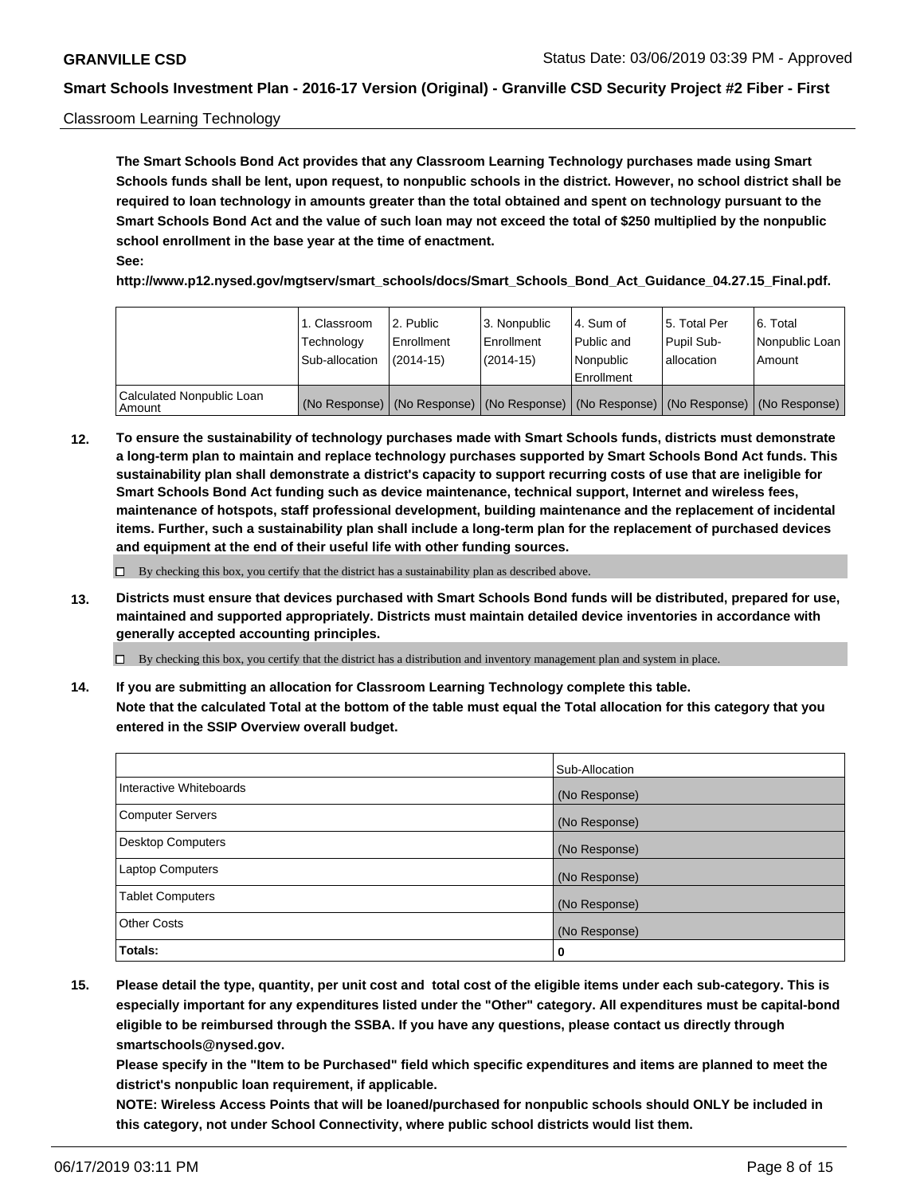Classroom Learning Technology

**The Smart Schools Bond Act provides that any Classroom Learning Technology purchases made using Smart Schools funds shall be lent, upon request, to nonpublic schools in the district. However, no school district shall be required to loan technology in amounts greater than the total obtained and spent on technology pursuant to the Smart Schools Bond Act and the value of such loan may not exceed the total of $250 multiplied by the nonpublic school enrollment in the base year at the time of enactment.**

**See:**

**http://www.p12.nysed.gov/mgtserv/smart_schools/docs/Smart_Schools_Bond_Act_Guidance_04.27.15_Final.pdf.**

| | 1. Classroom Technology Sub-allocation | 2. Public Enrollment (2014-15) | 3. Nonpublic Enrollment (2014-15) | 4. Sum of Public and Nonpublic Enrollment | 5. Total Per Pupil Sub-allocation | 6. Total Nonpublic Loan Amount |
|---|---|---|---|---|---|---|
| Calculated Nonpublic Loan Amount | (No Response) | (No Response) | (No Response) | (No Response) | (No Response) | (No Response) |

**12. To ensure the sustainability of technology purchases made with Smart Schools funds, districts must demonstrate a long-term plan to maintain and replace technology purchases supported by Smart Schools Bond Act funds. This sustainability plan shall demonstrate a district's capacity to support recurring costs of use that are ineligible for Smart Schools Bond Act funding such as device maintenance, technical support, Internet and wireless fees, maintenance of hotspots, staff professional development, building maintenance and the replacement of incidental items. Further, such a sustainability plan shall include a long-term plan for the replacement of purchased devices and equipment at the end of their useful life with other funding sources.**

☐ By checking this box, you certify that the district has a sustainability plan as described above.

**13. Districts must ensure that devices purchased with Smart Schools Bond funds will be distributed, prepared for use, maintained and supported appropriately. Districts must maintain detailed device inventories in accordance with generally accepted accounting principles.**

☐ By checking this box, you certify that the district has a distribution and inventory management plan and system in place.

**14. If you are submitting an allocation for Classroom Learning Technology complete this table.**
**Note that the calculated Total at the bottom of the table must equal the Total allocation for this category that you entered in the SSIP Overview overall budget.**

| | Sub-Allocation |
|---|---|
| Interactive Whiteboards | (No Response) |
| Computer Servers | (No Response) |
| Desktop Computers | (No Response) |
| Laptop Computers | (No Response) |
| Tablet Computers | (No Response) |
| Other Costs | (No Response) |
| **Totals:** | **0** |

**15. Please detail the type, quantity, per unit cost and total cost of the eligible items under each sub-category. This is especially important for any expenditures listed under the "Other" category. All expenditures must be capital-bond eligible to be reimbursed through the SSBA. If you have any questions, please contact us directly through smartschools@nysed.gov.**
**Please specify in the "Item to be Purchased" field which specific expenditures and items are planned to meet the district's nonpublic loan requirement, if applicable.**
**NOTE: Wireless Access Points that will be loaned/purchased for nonpublic schools should ONLY be included in this category, not under School Connectivity, where public school districts would list them.**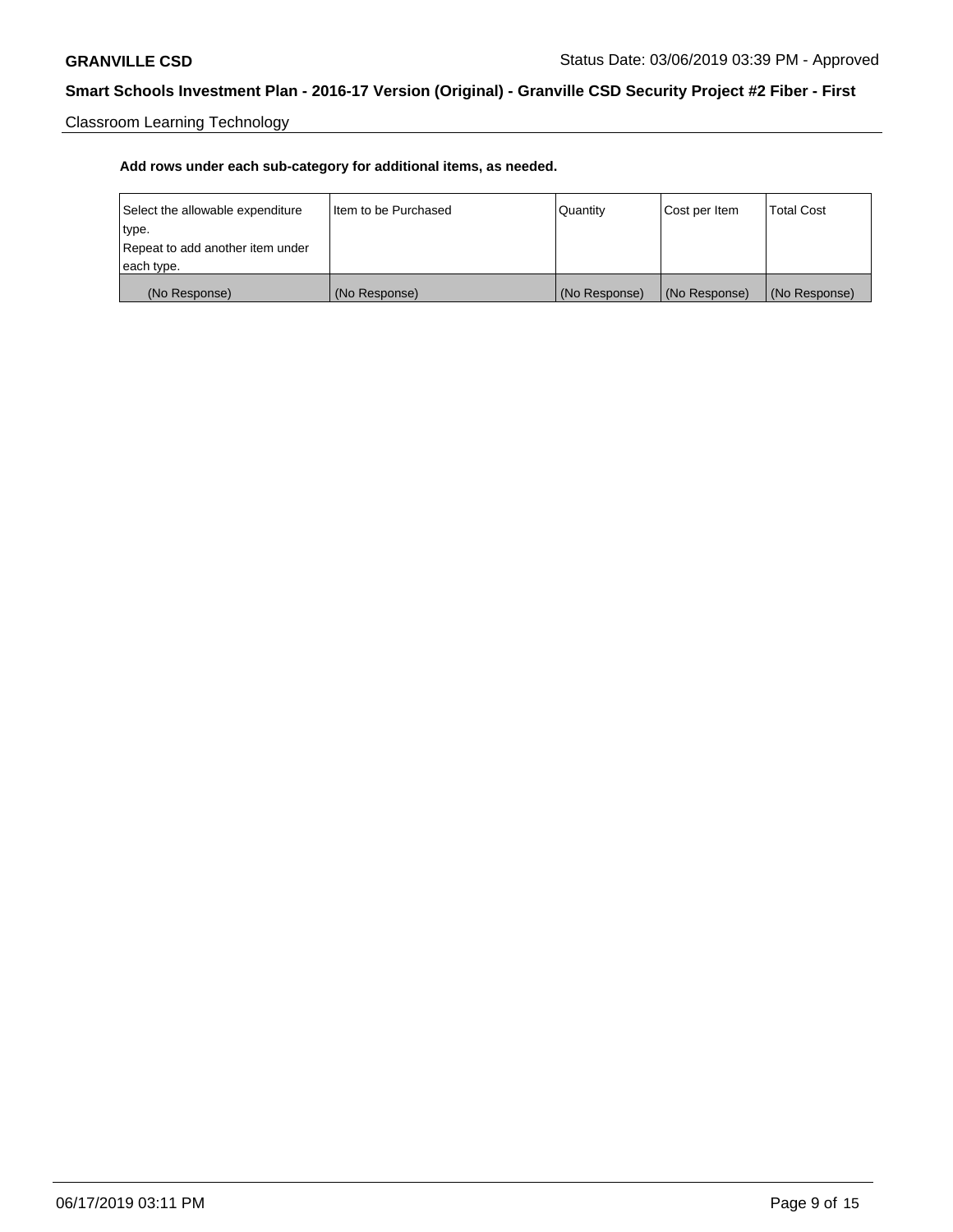Classroom Learning Technology

**Add rows under each sub-category for additional items, as needed.**

| Select the allowable expenditure type.<br>Repeat to add another item under each type. | Item to be Purchased | Quantity | Cost per Item | Total Cost |
|---|---|---|---|---|
| (No Response) | (No Response) | (No Response) | (No Response) | (No Response) |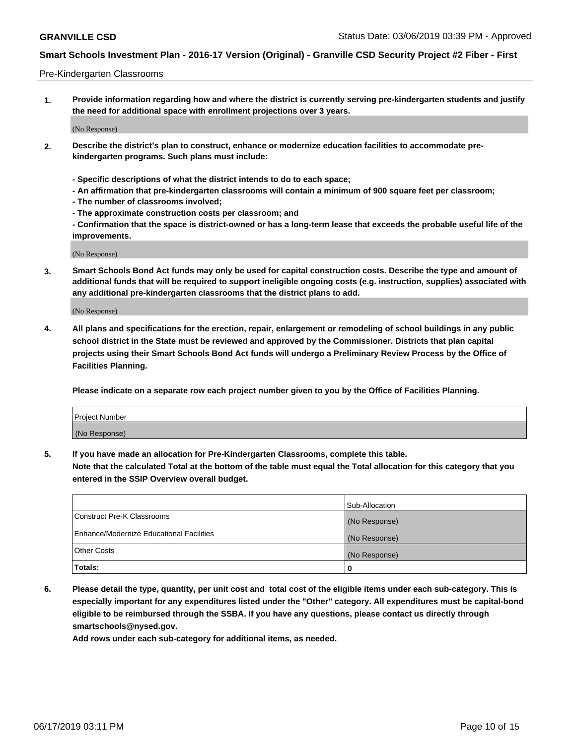Pre-Kindergarten Classrooms

**1. Provide information regarding how and where the district is currently serving pre-kindergarten students and justify the need for additional space with enrollment projections over 3 years.**

(No Response)

**2. Describe the district's plan to construct, enhance or modernize education facilities to accommodate pre-kindergarten programs. Such plans must include:**

**- Specific descriptions of what the district intends to do to each space;**
**- An affirmation that pre-kindergarten classrooms will contain a minimum of 900 square feet per classroom;**
**- The number of classrooms involved;**
**- The approximate construction costs per classroom; and**
**- Confirmation that the space is district-owned or has a long-term lease that exceeds the probable useful life of the improvements.**

(No Response)

**3. Smart Schools Bond Act funds may only be used for capital construction costs. Describe the type and amount of additional funds that will be required to support ineligible ongoing costs (e.g. instruction, supplies) associated with any additional pre-kindergarten classrooms that the district plans to add.**

(No Response)

**4. All plans and specifications for the erection, repair, enlargement or remodeling of school buildings in any public school district in the State must be reviewed and approved by the Commissioner. Districts that plan capital projects using their Smart Schools Bond Act funds will undergo a Preliminary Review Process by the Office of Facilities Planning.**

**Please indicate on a separate row each project number given to you by the Office of Facilities Planning.**

| Project Number |
| --- |
| (No Response) |

**5. If you have made an allocation for Pre-Kindergarten Classrooms, complete this table.**
**Note that the calculated Total at the bottom of the table must equal the Total allocation for this category that you entered in the SSIP Overview overall budget.**

| | Sub-Allocation |
| --- | --- |
| Construct Pre-K Classrooms | (No Response) |
| Enhance/Modernize Educational Facilities | (No Response) |
| Other Costs | (No Response) |
| **Totals:** | **0** |

**6. Please detail the type, quantity, per unit cost and total cost of the eligible items under each sub-category. This is especially important for any expenditures listed under the "Other" category. All expenditures must be capital-bond eligible to be reimbursed through the SSBA. If you have any questions, please contact us directly through smartschools@nysed.gov.**
**Add rows under each sub-category for additional items, as needed.**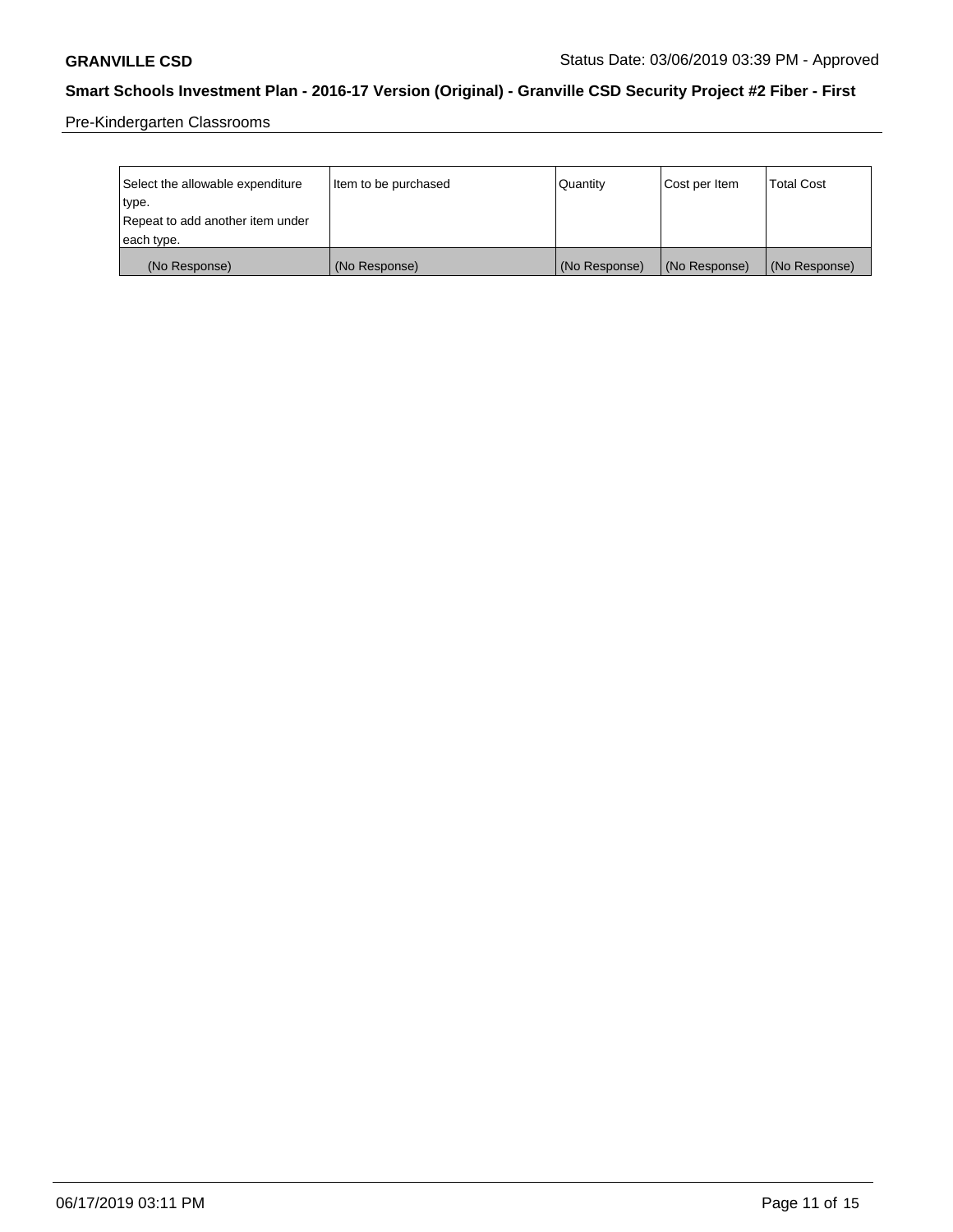Pre-Kindergarten Classrooms

| Select the allowable expenditure type. Repeat to add another item under each type. | Item to be purchased | Quantity | Cost per Item | Total Cost |
| --- | --- | --- | --- | --- |
| (No Response) | (No Response) | (No Response) | (No Response) | (No Response) |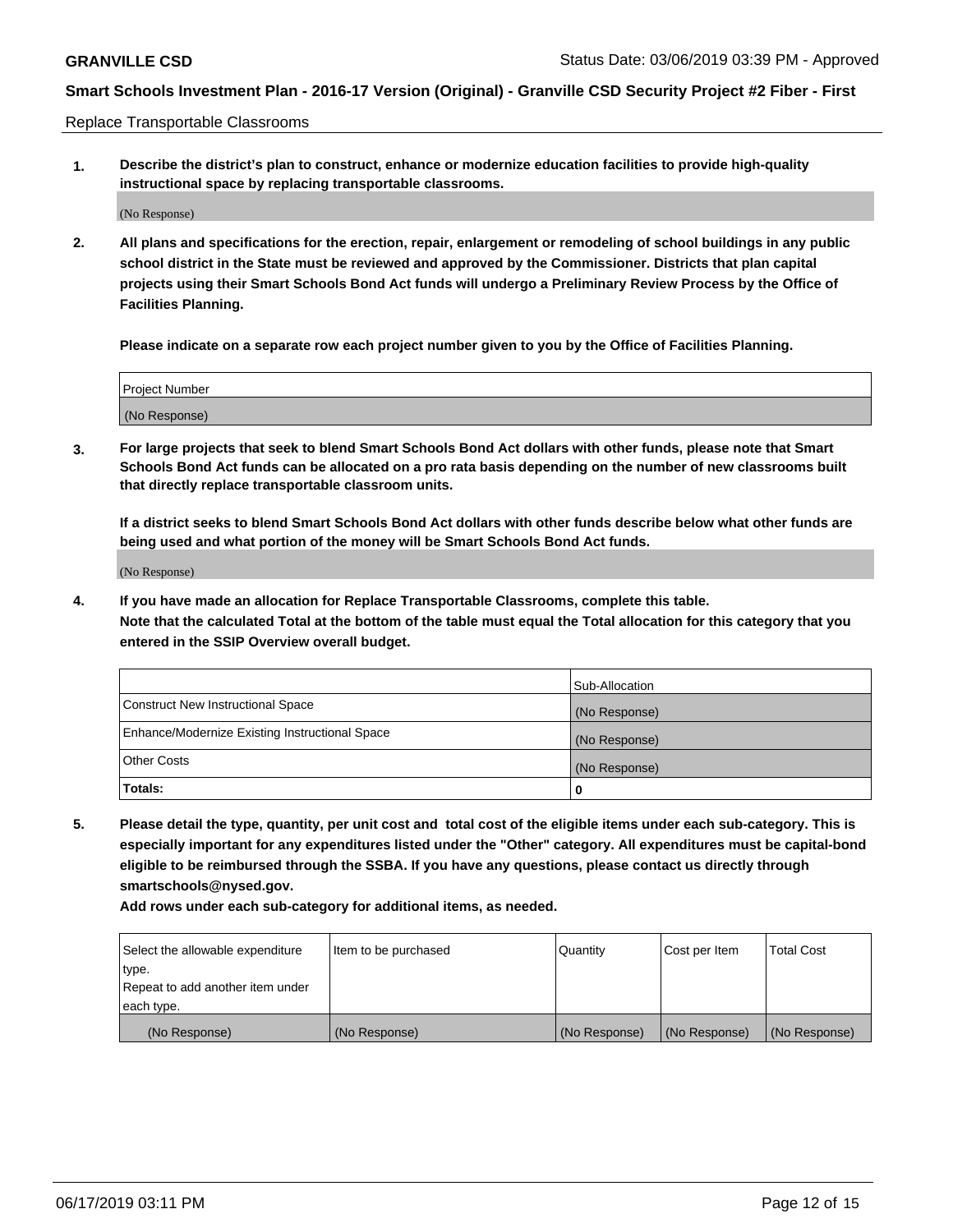Replace Transportable Classrooms

1. **Describe the district's plan to construct, enhance or modernize education facilities to provide high-quality instructional space by replacing transportable classrooms.**

(No Response)

2. **All plans and specifications for the erection, repair, enlargement or remodeling of school buildings in any public school district in the State must be reviewed and approved by the Commissioner. Districts that plan capital projects using their Smart Schools Bond Act funds will undergo a Preliminary Review Process by the Office of Facilities Planning.**

**Please indicate on a separate row each project number given to you by the Office of Facilities Planning.**

| Project Number |
|---|
| (No Response) |

3. **For large projects that seek to blend Smart Schools Bond Act dollars with other funds, please note that Smart Schools Bond Act funds can be allocated on a pro rata basis depending on the number of new classrooms built that directly replace transportable classroom units.**

**If a district seeks to blend Smart Schools Bond Act dollars with other funds describe below what other funds are being used and what portion of the money will be Smart Schools Bond Act funds.**

(No Response)

4. **If you have made an allocation for Replace Transportable Classrooms, complete this table. Note that the calculated Total at the bottom of the table must equal the Total allocation for this category that you entered in the SSIP Overview overall budget.**

| | Sub-Allocation |
|---|---|
| Construct New Instructional Space | (No Response) |
| Enhance/Modernize Existing Instructional Space | (No Response) |
| Other Costs | (No Response) |
| **Totals:** | **0** |

5. **Please detail the type, quantity, per unit cost and total cost of the eligible items under each sub-category. This is especially important for any expenditures listed under the "Other" category. All expenditures must be capital-bond eligible to be reimbursed through the SSBA. If you have any questions, please contact us directly through smartschools@nysed.gov.**

**Add rows under each sub-category for additional items, as needed.**

| Select the allowable expenditure type. Repeat to add another item under each type. | Item to be purchased | Quantity | Cost per Item | Total Cost |
|---|---|---|---|---|
| (No Response) | (No Response) | (No Response) | (No Response) | (No Response) |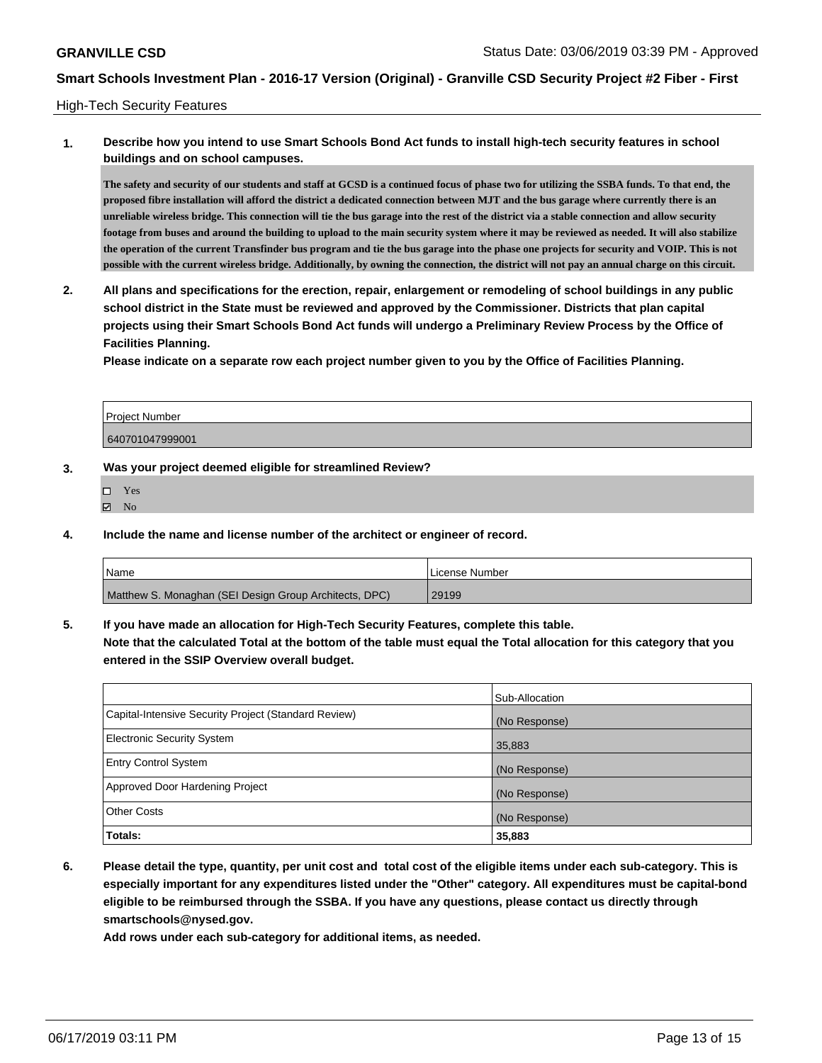**GRANVILLE CSD** Status Date: 03/06/2019 03:39 PM - Approved

**Smart Schools Investment Plan - 2016-17 Version (Original) - Granville CSD Security Project #2 Fiber - First**

High-Tech Security Features

**1. Describe how you intend to use Smart Schools Bond Act funds to install high-tech security features in school buildings and on school campuses.**

**The safety and security of our students and staff at GCSD is a continued focus of phase two for utilizing the SSBA funds. To that end, the proposed fibre installation will afford the district a dedicated connection between MJT and the bus garage where currently there is an unreliable wireless bridge. This connection will tie the bus garage into the rest of the district via a stable connection and allow security footage from buses and around the building to upload to the main security system where it may be reviewed as needed. It will also stabilize the operation of the current Transfinder bus program and tie the bus garage into the phase one projects for security and VOIP. This is not possible with the current wireless bridge. Additionally, by owning the connection, the district will not pay an annual charge on this circuit.**

**2. All plans and specifications for the erection, repair, enlargement or remodeling of school buildings in any public school district in the State must be reviewed and approved by the Commissioner. Districts that plan capital projects using their Smart Schools Bond Act funds will undergo a Preliminary Review Process by the Office of Facilities Planning.**

**Please indicate on a separate row each project number given to you by the Office of Facilities Planning.**

| Project Number |
|---|
| 640701047999001 |

**3. Was your project deemed eligible for streamlined Review?**

- ☐ Yes
- ☑ No

**4. Include the name and license number of the architect or engineer of record.**

| Name | License Number |
|---|---|
| Matthew S. Monaghan (SEI Design Group Architects, DPC) | 29199 |

**5. If you have made an allocation for High-Tech Security Features, complete this table.**
**Note that the calculated Total at the bottom of the table must equal the Total allocation for this category that you entered in the SSIP Overview overall budget.**

| | Sub-Allocation |
|---|---|
| Capital-Intensive Security Project (Standard Review) | (No Response) |
| Electronic Security System | 35,883 |
| Entry Control System | (No Response) |
| Approved Door Hardening Project | (No Response) |
| Other Costs | (No Response) |
| **Totals:** | **35,883** |

**6. Please detail the type, quantity, per unit cost and total cost of the eligible items under each sub-category. This is especially important for any expenditures listed under the "Other" category. All expenditures must be capital-bond eligible to be reimbursed through the SSBA. If you have any questions, please contact us directly through smartschools@nysed.gov.**

**Add rows under each sub-category for additional items, as needed.**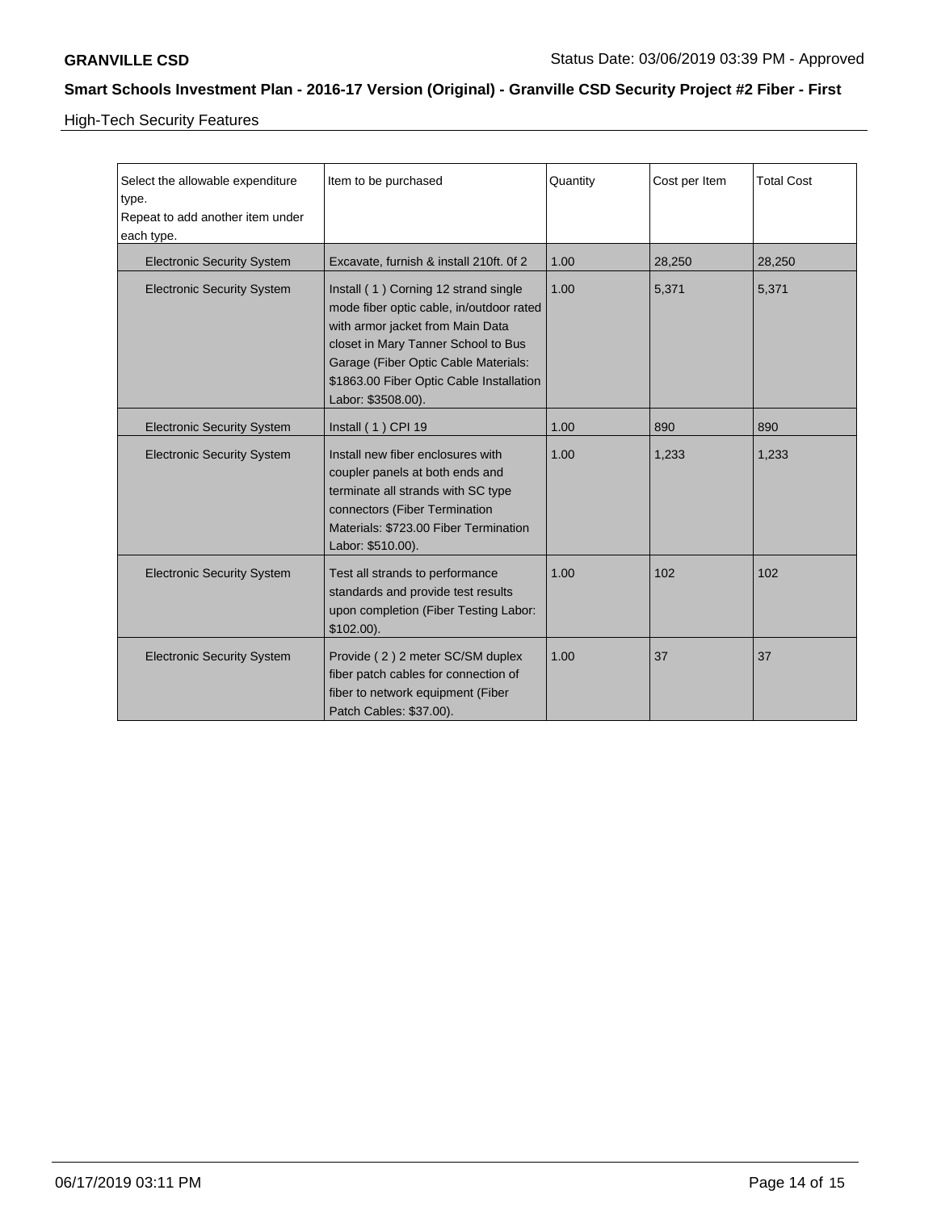## High-Tech Security Features

| Select the allowable expenditure type. Repeat to add another item under each type. | Item to be purchased | Quantity | Cost per Item | Total Cost |
|---|---|---|---|---|
| Electronic Security System | Excavate, furnish & install 210ft. 0f 2 | 1.00 | 28,250 | 28,250 |
| Electronic Security System | Install ( 1 ) Corning 12 strand single mode fiber optic cable, in/outdoor rated with armor jacket from Main Data closet in Mary Tanner School to Bus Garage (Fiber Optic Cable Materials: $1863.00 Fiber Optic Cable Installation Labor: $3508.00). | 1.00 | 5,371 | 5,371 |
| Electronic Security System | Install ( 1 ) CPI 19 | 1.00 | 890 | 890 |
| Electronic Security System | Install new fiber enclosures with coupler panels at both ends and terminate all strands with SC type connectors (Fiber Termination Materials: $723.00 Fiber Termination Labor: $510.00). | 1.00 | 1,233 | 1,233 |
| Electronic Security System | Test all strands to performance standards and provide test results upon completion (Fiber Testing Labor: $102.00). | 1.00 | 102 | 102 |
| Electronic Security System | Provide ( 2 ) 2 meter SC/SM duplex fiber patch cables for connection of fiber to network equipment (Fiber Patch Cables: $37.00). | 1.00 | 37 | 37 |